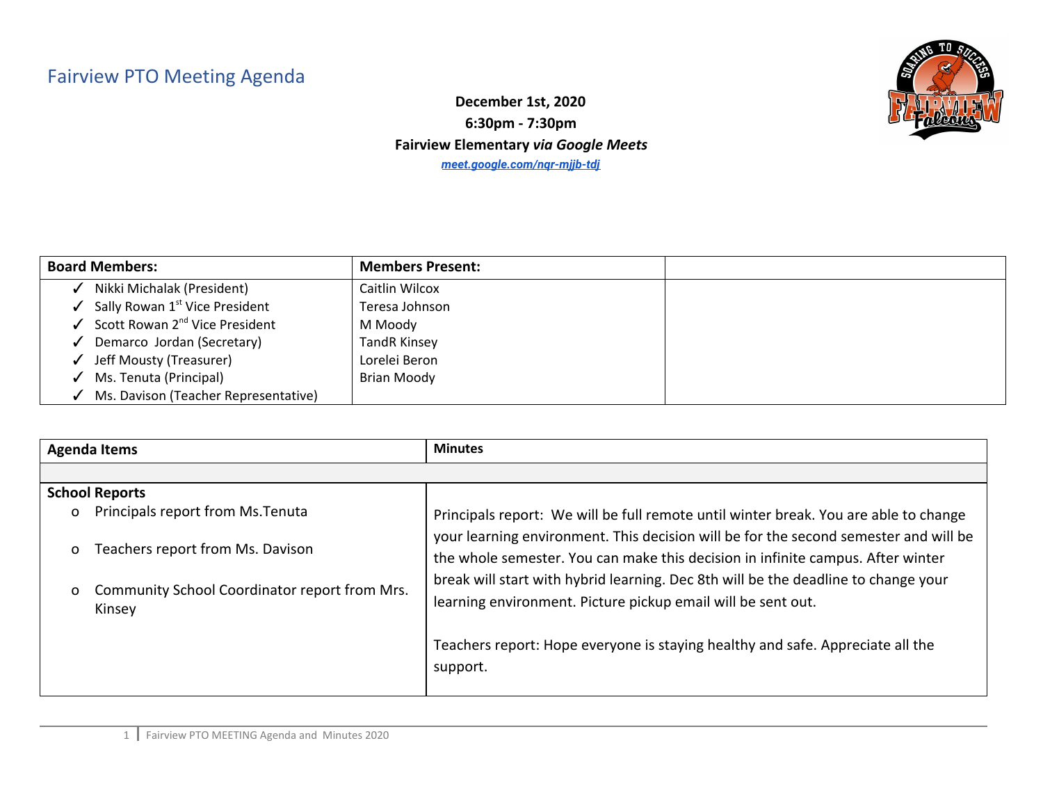# Fairview PTO Meeting Agenda

**December 1st, 2020**

**6:30pm - 7:30pm**

**Fairview Elementary *via Google Meets***

***meet.google.com/nqr-mjjb-tdj***

| **Board Members:** | **Members Present:** | |
|---|---|---|
| ✓ Nikki Michalak (President) | Caitlin Wilcox | |
| ✓ Sally Rowan 1st Vice President | Teresa Johnson | |
| ✓ Scott Rowan 2nd Vice President | M Moody | |
| ✓ Demarco Jordan (Secretary) | TandR Kinsey | |
| ✓ Jeff Mousty (Treasurer) | Lorelei Beron | |
| ✓ Ms. Tenuta (Principal) | Brian Moody | |
| ✓ Ms. Davison (Teacher Representative) | | |

| **Agenda Items** | **Minutes** |
|---|---|
| | |
| **School Reports**<br>o Principals report from Ms.Tenuta<br>o Teachers report from Ms. Davison<br>o Community School Coordinator report from Mrs. Kinsey | Principals report: We will be full remote until winter break. You are able to change your learning environment. This decision will be for the second semester and will be the whole semester. You can make this decision in infinite campus. After winter break will start with hybrid learning. Dec 8th will be the deadline to change your learning environment. Picture pickup email will be sent out.<br><br>Teachers report: Hope everyone is staying healthy and safe. Appreciate all the support. |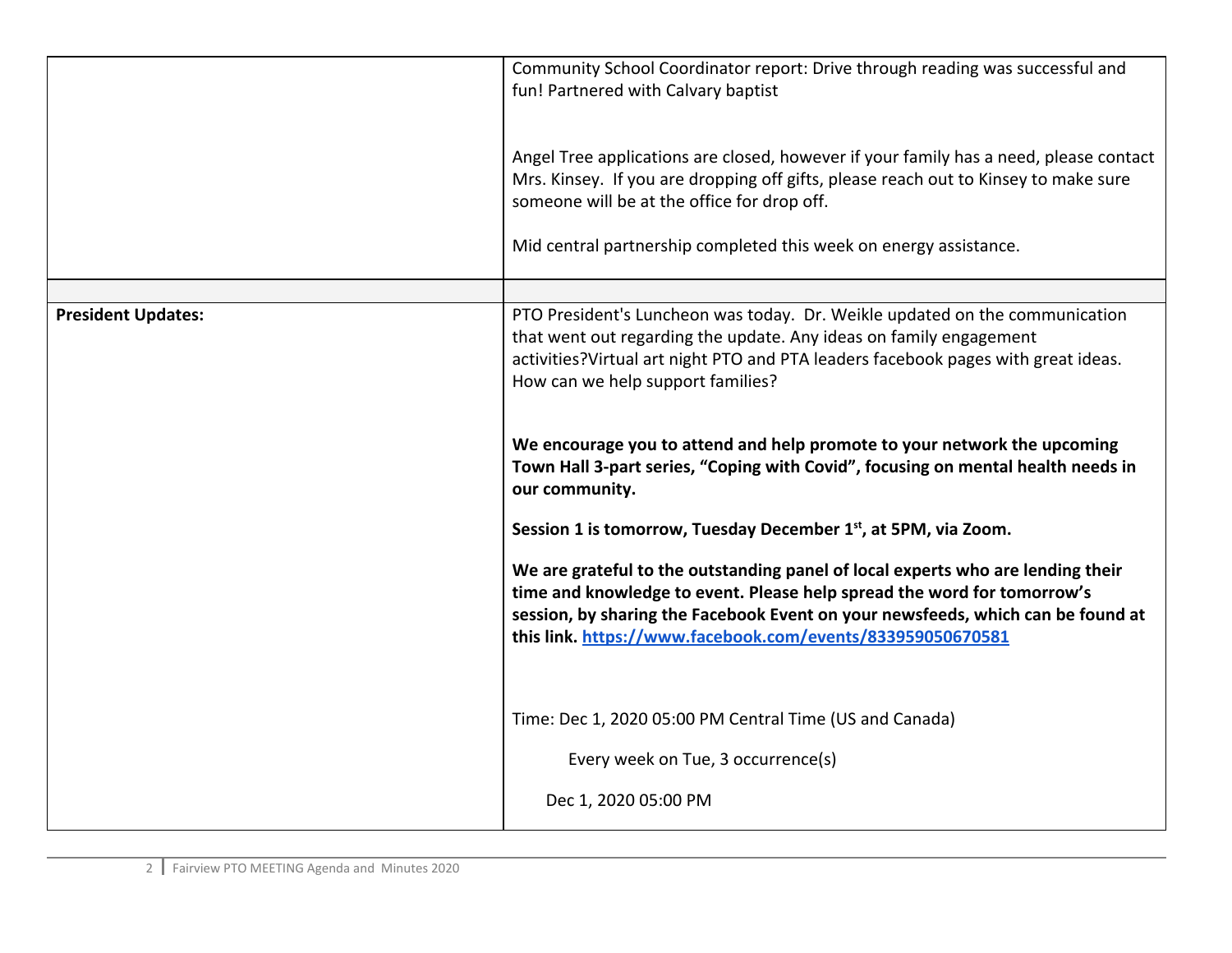| | |
|---|---|
| | Community School Coordinator report: Drive through reading was successful and fun! Partnered with Calvary baptist<br><br>Angel Tree applications are closed, however if your family has a need, please contact Mrs. Kinsey. If you are dropping off gifts, please reach out to Kinsey to make sure someone will be at the office for drop off.<br><br>Mid central partnership completed this week on energy assistance. |
| | |
| **President Updates:** | PTO President's Luncheon was today. Dr. Weikle updated on the communication that went out regarding the update. Any ideas on family engagement activities?Virtual art night PTO and PTA leaders facebook pages with great ideas. How can we help support families?<br><br>**We encourage you to attend and help promote to your network the upcoming Town Hall 3-part series, "Coping with Covid", focusing on mental health needs in our community.**<br><br>**Session 1 is tomorrow, Tuesday December 1st, at 5PM, via Zoom.**<br><br>**We are grateful to the outstanding panel of local experts who are lending their time and knowledge to event. Please help spread the word for tomorrow's session, by sharing the Facebook Event on your newsfeeds, which can be found at this link. https://www.facebook.com/events/833959050670581**<br><br>Time: Dec 1, 2020 05:00 PM Central Time (US and Canada)<br><br>Every week on Tue, 3 occurrence(s)<br><br>Dec 1, 2020 05:00 PM |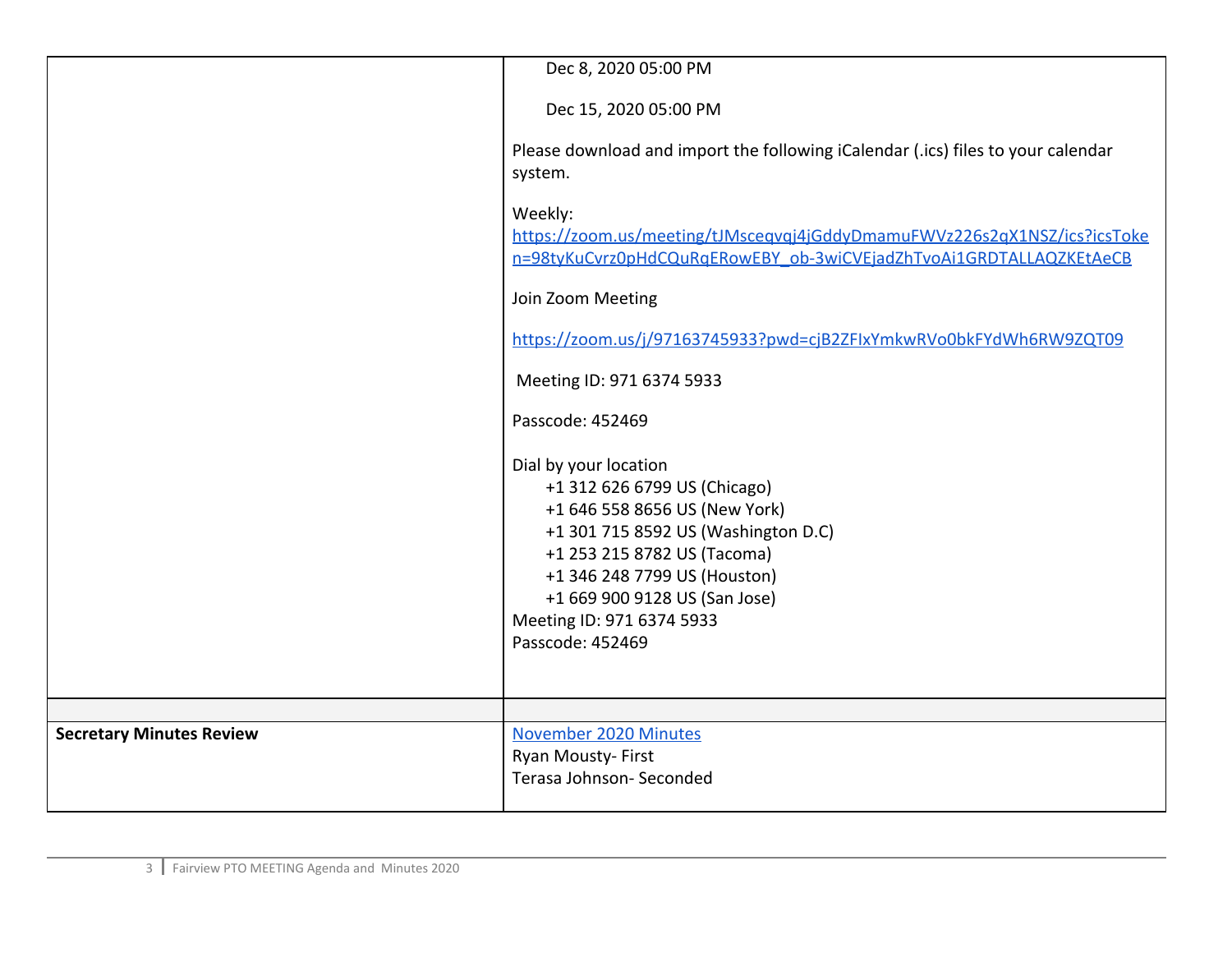|  |  |
|---|---|
|  | Dec 8, 2020 05:00 PM<br><br>Dec 15, 2020 05:00 PM<br><br>Please download and import the following iCalendar (.ics) files to your calendar system.<br><br>Weekly: https://zoom.us/meeting/tJMsceqvqj4jGddyDmamuFWVz226s2qX1NSZ/ics?icsToken=98tyKuCvrz0pHdCQuRqERowEBY_ob-3wiCVEjadZhTvoAi1GRDTALLAQZKEtAeCB<br><br>Join Zoom Meeting<br><br>https://zoom.us/j/97163745933?pwd=cjB2ZFIxYmkwRVo0bkFYdWh6RW9ZQT09<br><br>Meeting ID: 971 6374 5933<br><br>Passcode: 452469<br><br>Dial by your location<br>+1 312 626 6799 US (Chicago)<br>+1 646 558 8656 US (New York)<br>+1 301 715 8592 US (Washington D.C)<br>+1 253 215 8782 US (Tacoma)<br>+1 346 248 7799 US (Houston)<br>+1 669 900 9128 US (San Jose)<br>Meeting ID: 971 6374 5933<br>Passcode: 452469 |
|  |  |
| **Secretary Minutes Review** | November 2020 Minutes<br>Ryan Mousty- First<br>Terasa Johnson- Seconded |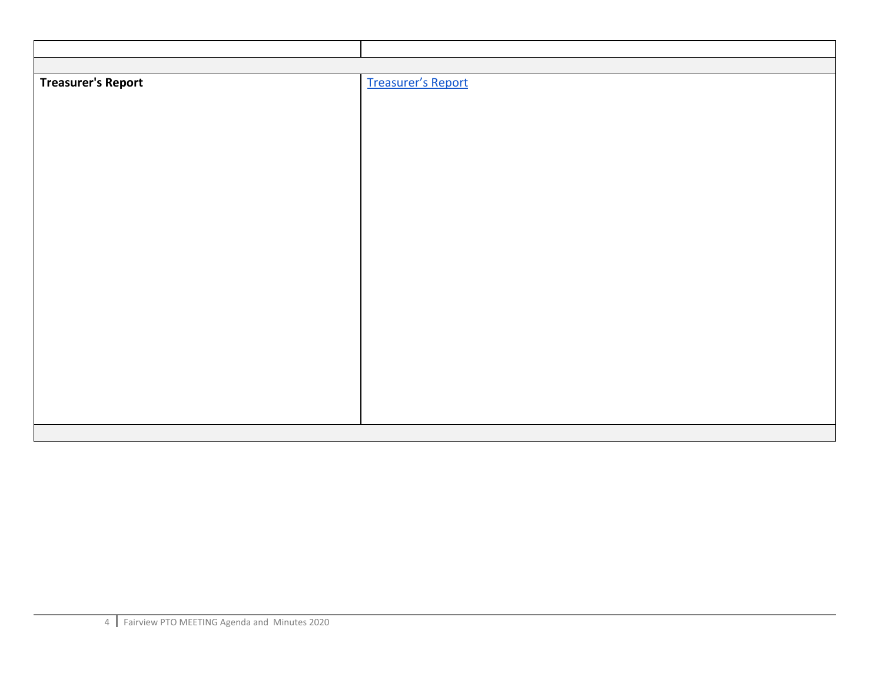| | |
|---|---|
| | |
| **Treasurer's Report** | [Treasurer's Report] |
| | |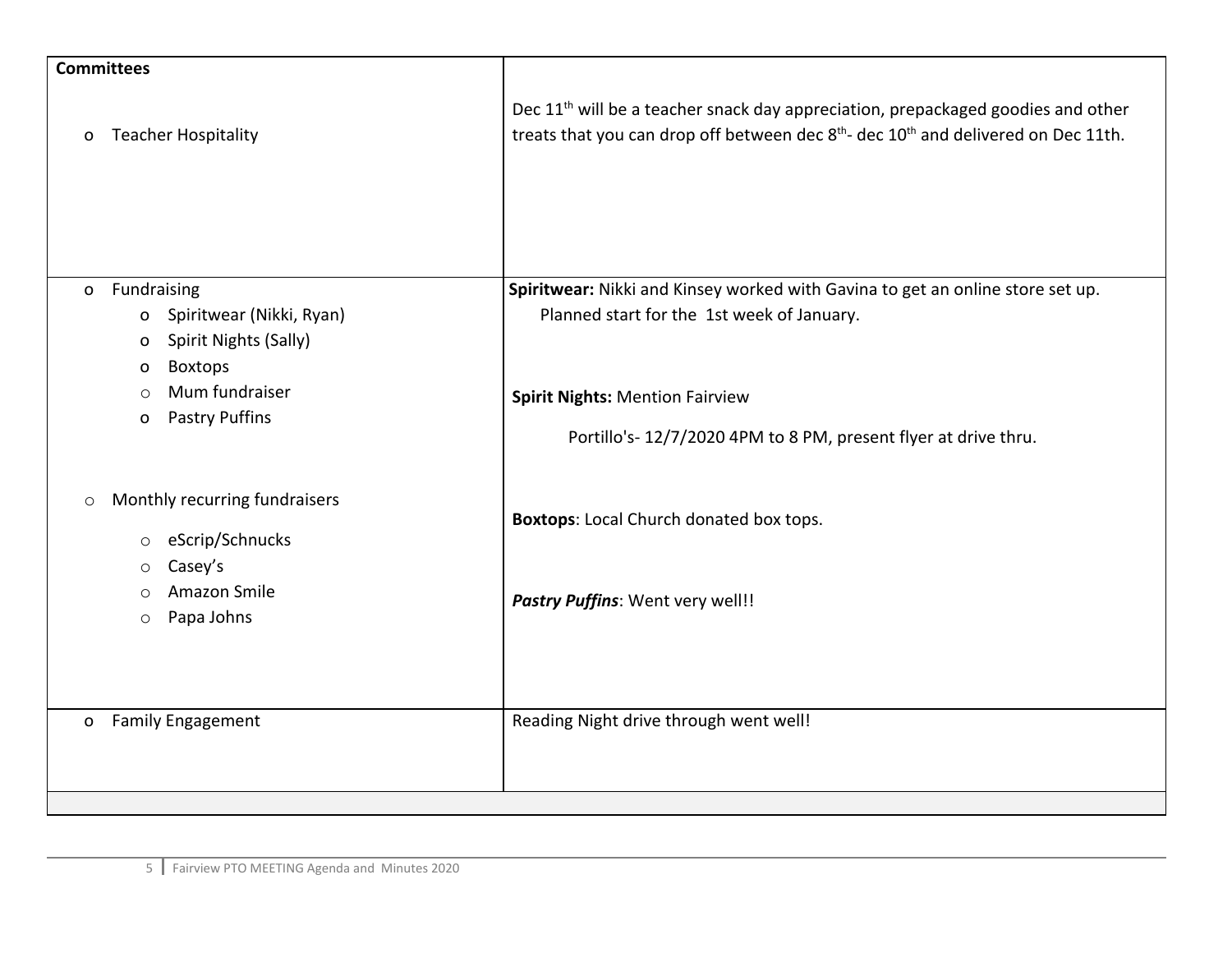| **Committees** | |
|---|---|
| ○ Teacher Hospitality | Dec 11th will be a teacher snack day appreciation, prepackaged goodies and other treats that you can drop off between dec 8th- dec 10th and delivered on Dec 11th. |
| ○ Fundraising<br>  ○ Spiritwear (Nikki, Ryan)<br>  ○ Spirit Nights (Sally)<br>  ○ Boxtops<br>  ○ Mum fundraiser<br>  ○ Pastry Puffins<br><br>○ Monthly recurring fundraisers<br>  ○ eScrip/Schnucks<br>  ○ Casey's<br>  ○ Amazon Smile<br>  ○ Papa Johns | **Spiritwear:** Nikki and Kinsey worked with Gavina to get an online store set up. Planned start for the 1st week of January.<br><br>**Spirit Nights:** Mention Fairview<br>Portillo's- 12/7/2020 4PM to 8 PM, present flyer at drive thru.<br><br>**Boxtops**: Local Church donated box tops.<br><br>***Pastry Puffins***: Went very well!! |
| ○ Family Engagement | Reading Night drive through went well! |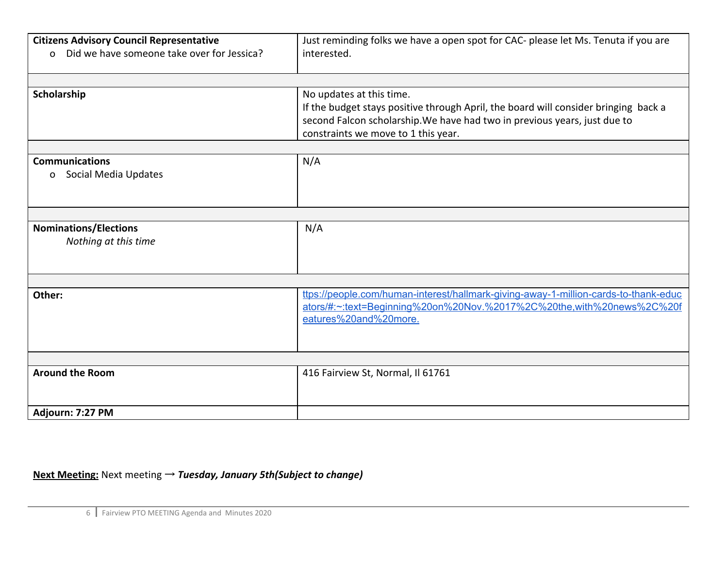| | |
|---|---|
| **Citizens Advisory Council Representative**<br>o Did we have someone take over for Jessica? | Just reminding folks we have a open spot for CAC- please let Ms. Tenuta if you are interested. |
| | |
| **Scholarship** | No updates at this time.<br>If the budget stays positive through April, the board will consider bringing back a second Falcon scholarship.We have had two in previous years, just due to constraints we move to 1 this year. |
| | |
| **Communications**<br>o Social Media Updates | N/A |
| | |
| **Nominations/Elections**<br>*Nothing at this time* | N/A |
| | |
| **Other:** | ttps://people.com/human-interest/hallmark-giving-away-1-million-cards-to-thank-educators/#:~:text=Beginning%20on%20Nov.%2017%2C%20the,with%20news%2C%20features%20and%20more. |
| | |
| **Around the Room** | 416 Fairview St, Normal, Il 61761 |
| **Adjourn: 7:27 PM** | |

**<u>Next Meeting:</u>** Next meeting → ***Tuesday, January 5th(Subject to change)***